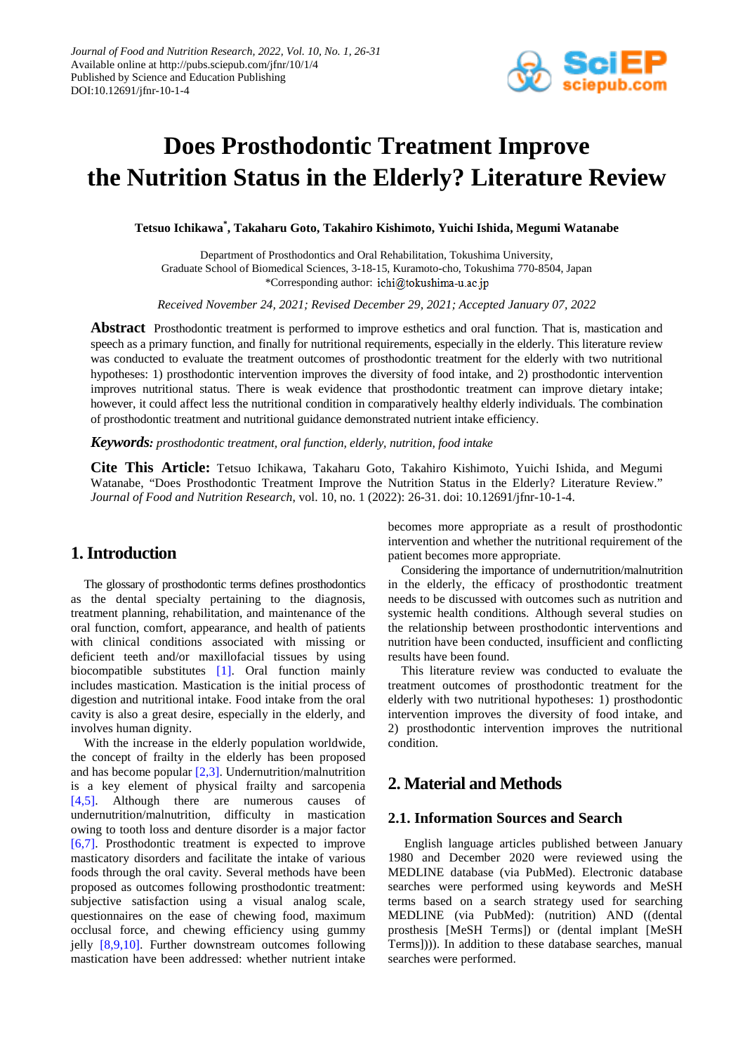# Does Prosthodontic Treatment Improve the Nutrition Status in the Elderly? Literature Review

**Tetsuo Ichikawa*, Takaharu Goto, Takahiro Kishimoto, Yuichi Ishida, Megumi Watanabe**

Department of Prosthodontics and Oral Rehabilitation, Tokushima University,
Graduate School of Biomedical Sciences, 3-18-15, Kuramoto-cho, Tokushima 770-8504, Japan
*Corresponding author: ichi@tokushima-u.ac.jp

*Received November 24, 2021; Revised December 29, 2021; Accepted January 07, 2022*

**Abstract** Prosthodontic treatment is performed to improve esthetics and oral function. That is, mastication and speech as a primary function, and finally for nutritional requirements, especially in the elderly. This literature review was conducted to evaluate the treatment outcomes of prosthodontic treatment for the elderly with two nutritional hypotheses: 1) prosthodontic intervention improves the diversity of food intake, and 2) prosthodontic intervention improves nutritional status. There is weak evidence that prosthodontic treatment can improve dietary intake; however, it could affect less the nutritional condition in comparatively healthy elderly individuals. The combination of prosthodontic treatment and nutritional guidance demonstrated nutrient intake efficiency.

***Keywords:*** *prosthodontic treatment, oral function, elderly, nutrition, food intake*

**Cite This Article:** Tetsuo Ichikawa, Takaharu Goto, Takahiro Kishimoto, Yuichi Ishida, and Megumi Watanabe, "Does Prosthodontic Treatment Improve the Nutrition Status in the Elderly? Literature Review." *Journal of Food and Nutrition Research*, vol. 10, no. 1 (2022): 26-31. doi: 10.12691/jfnr-10-1-4.

## 1. Introduction

The glossary of prosthodontic terms defines prosthodontics as the dental specialty pertaining to the diagnosis, treatment planning, rehabilitation, and maintenance of the oral function, comfort, appearance, and health of patients with clinical conditions associated with missing or deficient teeth and/or maxillofacial tissues by using biocompatible substitutes [1]. Oral function mainly includes mastication. Mastication is the initial process of digestion and nutritional intake. Food intake from the oral cavity is also a great desire, especially in the elderly, and involves human dignity.

With the increase in the elderly population worldwide, the concept of frailty in the elderly has been proposed and has become popular [2,3]. Undernutrition/malnutrition is a key element of physical frailty and sarcopenia [4,5]. Although there are numerous causes of undernutrition/malnutrition, difficulty in mastication owing to tooth loss and denture disorder is a major factor [6,7]. Prosthodontic treatment is expected to improve masticatory disorders and facilitate the intake of various foods through the oral cavity. Several methods have been proposed as outcomes following prosthodontic treatment: subjective satisfaction using a visual analog scale, questionnaires on the ease of chewing food, maximum occlusal force, and chewing efficiency using gummy jelly [8,9,10]. Further downstream outcomes following mastication have been addressed: whether nutrient intake becomes more appropriate as a result of prosthodontic intervention and whether the nutritional requirement of the patient becomes more appropriate.

Considering the importance of undernutrition/malnutrition in the elderly, the efficacy of prosthodontic treatment needs to be discussed with outcomes such as nutrition and systemic health conditions. Although several studies on the relationship between prosthodontic interventions and nutrition have been conducted, insufficient and conflicting results have been found.

This literature review was conducted to evaluate the treatment outcomes of prosthodontic treatment for the elderly with two nutritional hypotheses: 1) prosthodontic intervention improves the diversity of food intake, and 2) prosthodontic intervention improves the nutritional condition.

## 2. Material and Methods

### 2.1. Information Sources and Search

English language articles published between January 1980 and December 2020 were reviewed using the MEDLINE database (via PubMed). Electronic database searches were performed using keywords and MeSH terms based on a search strategy used for searching MEDLINE (via PubMed): (nutrition) AND ((dental prosthesis [MeSH Terms]) or (dental implant [MeSH Terms]))). In addition to these database searches, manual searches were performed.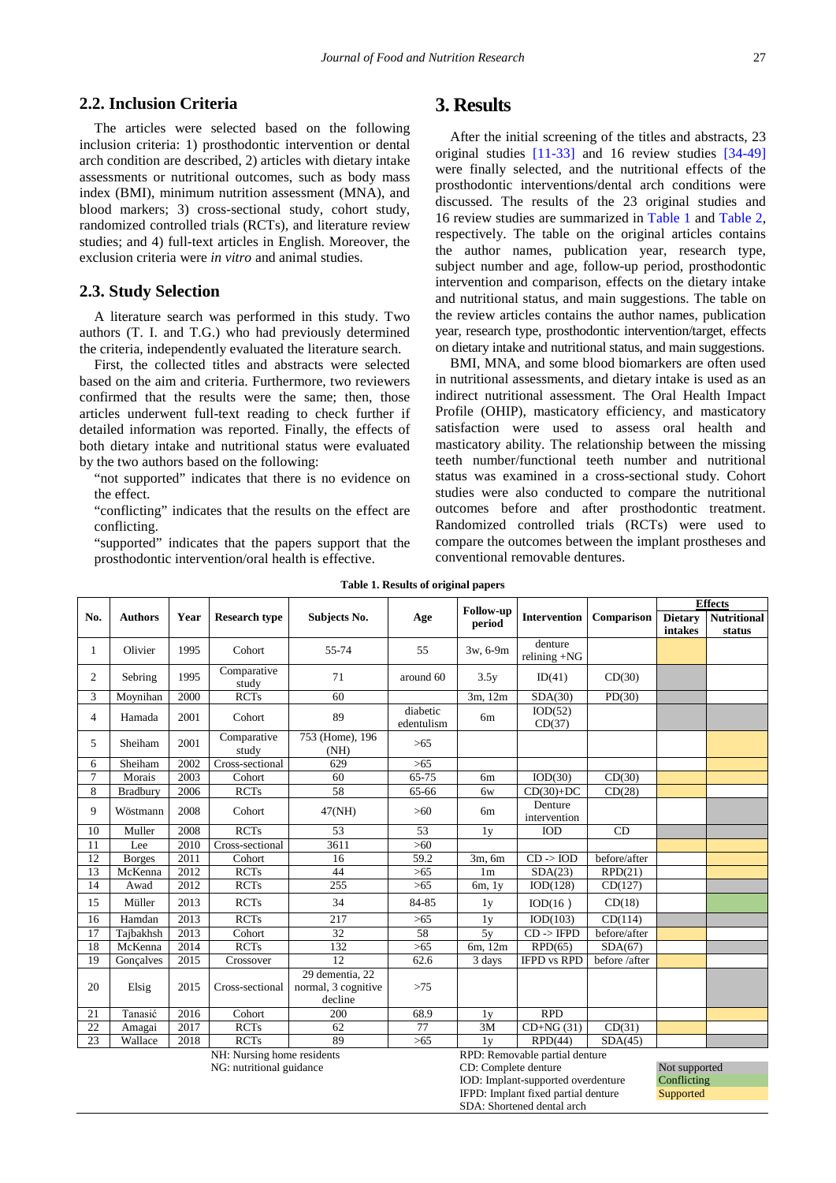## 2.2. Inclusion Criteria

The articles were selected based on the following inclusion criteria: 1) prosthodontic intervention or dental arch condition are described, 2) articles with dietary intake assessments or nutritional outcomes, such as body mass index (BMI), minimum nutrition assessment (MNA), and blood markers; 3) cross-sectional study, cohort study, randomized controlled trials (RCTs), and literature review studies; and 4) full-text articles in English. Moreover, the exclusion criteria were *in vitro* and animal studies.

## 2.3. Study Selection

A literature search was performed in this study. Two authors (T. I. and T.G.) who had previously determined the criteria, independently evaluated the literature search.

First, the collected titles and abstracts were selected based on the aim and criteria. Furthermore, two reviewers confirmed that the results were the same; then, those articles underwent full-text reading to check further if detailed information was reported. Finally, the effects of both dietary intake and nutritional status were evaluated by the two authors based on the following:

"not supported" indicates that there is no evidence on the effect.

"conflicting" indicates that the results on the effect are conflicting.

"supported" indicates that the papers support that the prosthodontic intervention/oral health is effective.

# 3. Results

After the initial screening of the titles and abstracts, 23 original studies [11-33] and 16 review studies [34-49] were finally selected, and the nutritional effects of the prosthodontic interventions/dental arch conditions were discussed. The results of the 23 original studies and 16 review studies are summarized in Table 1 and Table 2, respectively. The table on the original articles contains the author names, publication year, research type, subject number and age, follow-up period, prosthodontic intervention and comparison, effects on the dietary intake and nutritional status, and main suggestions. The table on the review articles contains the author names, publication year, research type, prosthodontic intervention/target, effects on dietary intake and nutritional status, and main suggestions.

BMI, MNA, and some blood biomarkers are often used in nutritional assessments, and dietary intake is used as an indirect nutritional assessment. The Oral Health Impact Profile (OHIP), masticatory efficiency, and masticatory satisfaction were used to assess oral health and masticatory ability. The relationship between the missing teeth number/functional teeth number and nutritional status was examined in a cross-sectional study. Cohort studies were also conducted to compare the nutritional outcomes before and after prosthodontic treatment. Randomized controlled trials (RCTs) were used to compare the outcomes between the implant prostheses and conventional removable dentures.

**Table 1. Results of original papers**

| No. | Authors | Year | Research type | Subjects No. | Age | Follow-up period | Intervention | Comparison | Effects | |
|---|---|---|---|---|---|---|---|---|---|---|
| | | | | | | | | | Dietary intakes | Nutritional status |
| 1 | Olivier | 1995 | Cohort | 55-74 | 55 | 3w, 6-9m | denture relining +NG | | Supported | |
| 2 | Sebring | 1995 | Comparative study | 71 | around 60 | 3.5y | ID(41) | CD(30) | Not supported | |
| 3 | Moynihan | 2000 | RCTs | 60 | | 3m, 12m | SDA(30) | PD(30) | Not supported | |
| 4 | Hamada | 2001 | Cohort | 89 | diabetic edentulism | 6m | IOD(52) CD(37) | | Not supported | Not supported |
| 5 | Sheiham | 2001 | Comparative study | 753 (Home), 196 (NH) | >65 | | | | | Supported |
| 6 | Sheiham | 2002 | Cross-sectional | 629 | >65 | | | | Supported | Supported |
| 7 | Morais | 2003 | Cohort | 60 | 65-75 | 6m | IOD(30) | CD(30) | Supported | Supported |
| 8 | Bradbury | 2006 | RCTs | 58 | 65-66 | 6w | CD(30)+DC | CD(28) | Supported | |
| 9 | Wöstmann | 2008 | Cohort | 47(NH) | >60 | 6m | Denture intervention | | | Not supported |
| 10 | Muller | 2008 | RCTs | 53 | 53 | 1y | IOD | CD | Not supported | Not supported |
| 11 | Lee | 2010 | Cross-sectional | 3611 | >60 | | | | Supported | Supported |
| 12 | Borges | 2011 | Cohort | 16 | 59.2 | 3m, 6m | CD -> IOD | before/after | Not supported | Supported |
| 13 | McKenna | 2012 | RCTs | 44 | >65 | 1m | SDA(23) | RPD(21) | | Supported |
| 14 | Awad | 2012 | RCTs | 255 | >65 | 6m, 1y | IOD(128) | CD(127) | Supported | |
| 15 | Müller | 2013 | RCTs | 34 | 84-85 | 1y | IOD(16 ) | CD(18) | | Conflicting |
| 16 | Hamdan | 2013 | RCTs | 217 | >65 | 1y | IOD(103) | CD(114) | Not supported | Not supported |
| 17 | Tajbakhsh | 2013 | Cohort | 32 | 58 | 5y | CD -> IFPD | before/after | Supported | |
| 18 | McKenna | 2014 | RCTs | 132 | >65 | 6m, 12m | RPD(65) | SDA(67) | | Not supported |
| 19 | Gonçalves | 2015 | Crossover | 12 | 62.6 | 3 days | IFPD vs RPD | before /after | Supported | |
| 20 | Elsig | 2015 | Cross-sectional | 29 dementia, 22 normal, 3 cognitive decline | >75 | | | | | Not supported |
| 21 | Tanasić | 2016 | Cohort | 200 | 68.9 | 1y | RPD | | | Supported |
| 22 | Amagai | 2017 | RCTs | 62 | 77 | 3M | CD+NG (31) | CD(31) | Supported | |
| 23 | Wallace | 2018 | RCTs | 89 | >65 | 1y | RPD(44) | SDA(45) | Not supported | Not supported |

NH: Nursing home residents
NG: nutritional guidance

RPD: Removable partial denture
CD: Complete denture
IOD: Implant-supported overdenture
IFPD: Implant fixed partial denture
SDA: Shortened dental arch

Not supported
Conflicting
Supported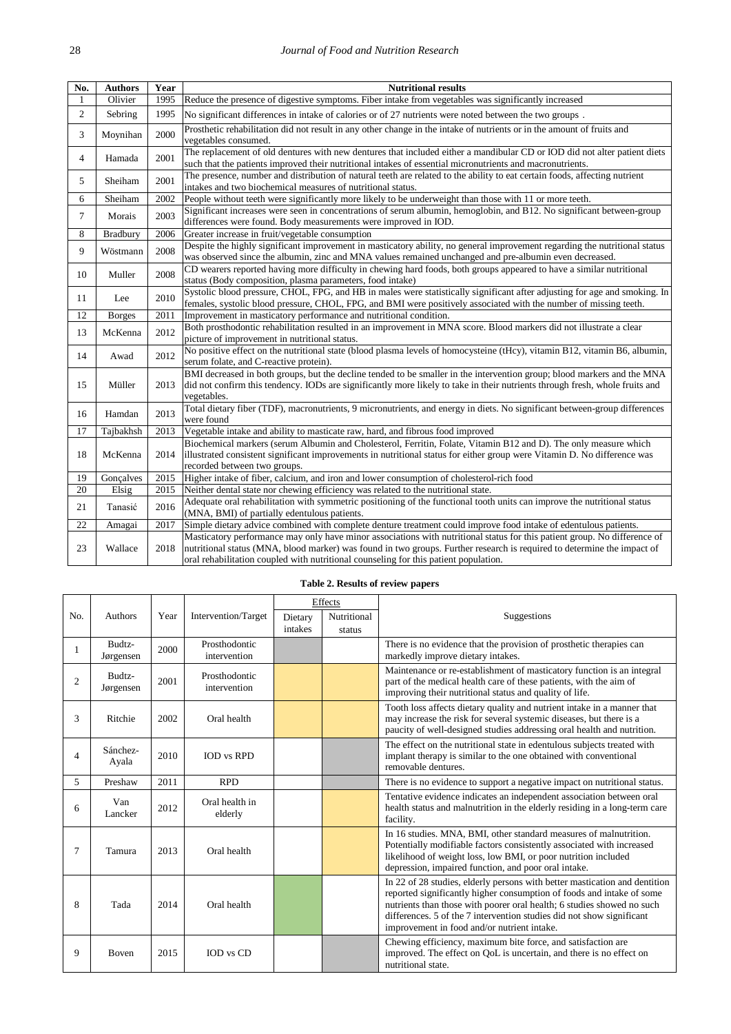| No. | Authors | Year | Nutritional results |
|---|---|---|---|
| 1 | Olivier | 1995 | Reduce the presence of digestive symptoms. Fiber intake from vegetables was significantly increased |
| 2 | Sebring | 1995 | No significant differences in intake of calories or of 27 nutrients were noted between the two groups . |
| 3 | Moynihan | 2000 | Prosthetic rehabilitation did not result in any other change in the intake of nutrients or in the amount of fruits and vegetables consumed. |
| 4 | Hamada | 2001 | The replacement of old dentures with new dentures that included either a mandibular CD or IOD did not alter patient diets such that the patients improved their nutritional intakes of essential micronutrients and macronutrients. |
| 5 | Sheiham | 2001 | The presence, number and distribution of natural teeth are related to the ability to eat certain foods, affecting nutrient intakes and two biochemical measures of nutritional status. |
| 6 | Sheiham | 2002 | People without teeth were significantly more likely to be underweight than those with 11 or more teeth. |
| 7 | Morais | 2003 | Significant increases were seen in concentrations of serum albumin, hemoglobin, and B12. No significant between-group differences were found. Body measurements were improved in IOD. |
| 8 | Bradbury | 2006 | Greater increase in fruit/vegetable consumption |
| 9 | Wöstmann | 2008 | Despite the highly significant improvement in masticatory ability, no general improvement regarding the nutritional status was observed since the albumin, zinc and MNA values remained unchanged and pre-albumin even decreased. |
| 10 | Muller | 2008 | CD wearers reported having more difficulty in chewing hard foods, both groups appeared to have a similar nutritional status (Body composition, plasma parameters, food intake) |
| 11 | Lee | 2010 | Systolic blood pressure, CHOL, FPG, and HB in males were statistically significant after adjusting for age and smoking. In females, systolic blood pressure, CHOL, FPG, and BMI were positively associated with the number of missing teeth. |
| 12 | Borges | 2011 | Improvement in masticatory performance and nutritional condition. |
| 13 | McKenna | 2012 | Both prosthodontic rehabilitation resulted in an improvement in MNA score. Blood markers did not illustrate a clear picture of improvement in nutritional status. |
| 14 | Awad | 2012 | No positive effect on the nutritional state (blood plasma levels of homocysteine (tHcy), vitamin B12, vitamin B6, albumin, serum folate, and C-reactive protein). |
| 15 | Müller | 2013 | BMI decreased in both groups, but the decline tended to be smaller in the intervention group; blood markers and the MNA did not confirm this tendency. IODs are significantly more likely to take in their nutrients through fresh, whole fruits and vegetables. |
| 16 | Hamdan | 2013 | Total dietary fiber (TDF), macronutrients, 9 micronutrients, and energy in diets. No significant between-group differences were found |
| 17 | Tajbakhsh | 2013 | Vegetable intake and ability to masticate raw, hard, and fibrous food improved |
| 18 | McKenna | 2014 | Biochemical markers (serum Albumin and Cholesterol, Ferritin, Folate, Vitamin B12 and D). The only measure which illustrated consistent significant improvements in nutritional status for either group were Vitamin D. No difference was recorded between groups. |
| 19 | Gonçalves | 2015 | Higher intake of fiber, calcium, and iron and lower consumption of cholesterol-rich food |
| 20 | Elsig | 2015 | Neither dental state nor chewing efficiency was related to the nutritional state. |
| 21 | Tanasić | 2016 | Adequate oral rehabilitation with symmetric positioning of the functional tooth units can improve the nutritional status (MNA, BMI) of partially edentulous patients. |
| 22 | Amagai | 2017 | Simple dietary advice combined with complete denture treatment could improve food intake of edentulous patients. |
| 23 | Wallace | 2018 | Masticatory performance may only have minor associations with nutritional status for this patient group. No difference of nutritional status (MNA, blood marker) was found in two groups. Further research is required to determine the impact of oral rehabilitation coupled with nutritional counseling for this patient population. |

**Table 2. Results of review papers**

| No. | Authors | Year | Intervention/Target | Effects | | Suggestions |
|---|---|---|---|---|---|---|
| | | | | Dietary intakes | Nutritional status | |
| 1 | Budtz-Jørgensen | 2000 | Prosthodontic intervention | | | There is no evidence that the provision of prosthetic therapies can markedly improve dietary intakes. |
| 2 | Budtz-Jørgensen | 2001 | Prosthodontic intervention | | | Maintenance or re-establishment of masticatory function is an integral part of the medical health care of these patients, with the aim of improving their nutritional status and quality of life. |
| 3 | Ritchie | 2002 | Oral health | | | Tooth loss affects dietary quality and nutrient intake in a manner that may increase the risk for several systemic diseases, but there is a paucity of well-designed studies addressing oral health and nutrition. |
| 4 | Sánchez-Ayala | 2010 | IOD vs RPD | | | The effect on the nutritional state in edentulous subjects treated with implant therapy is similar to the one obtained with conventional removable dentures. |
| 5 | Preshaw | 2011 | RPD | | | There is no evidence to support a negative impact on nutritional status. |
| 6 | Van Lancker | 2012 | Oral health in elderly | | | Tentative evidence indicates an independent association between oral health status and malnutrition in the elderly residing in a long-term care facility. |
| 7 | Tamura | 2013 | Oral health | | | In 16 studies. MNA, BMI, other standard measures of malnutrition. Potentially modifiable factors consistently associated with increased likelihood of weight loss, low BMI, or poor nutrition included depression, impaired function, and poor oral intake. |
| 8 | Tada | 2014 | Oral health | | | In 22 of 28 studies, elderly persons with better mastication and dentition reported significantly higher consumption of foods and intake of some nutrients than those with poorer oral health; 6 studies showed no such differences. 5 of the 7 intervention studies did not show significant improvement in food and/or nutrient intake. |
| 9 | Boven | 2015 | IOD vs CD | | | Chewing efficiency, maximum bite force, and satisfaction are improved. The effect on QoL is uncertain, and there is no effect on nutritional state. |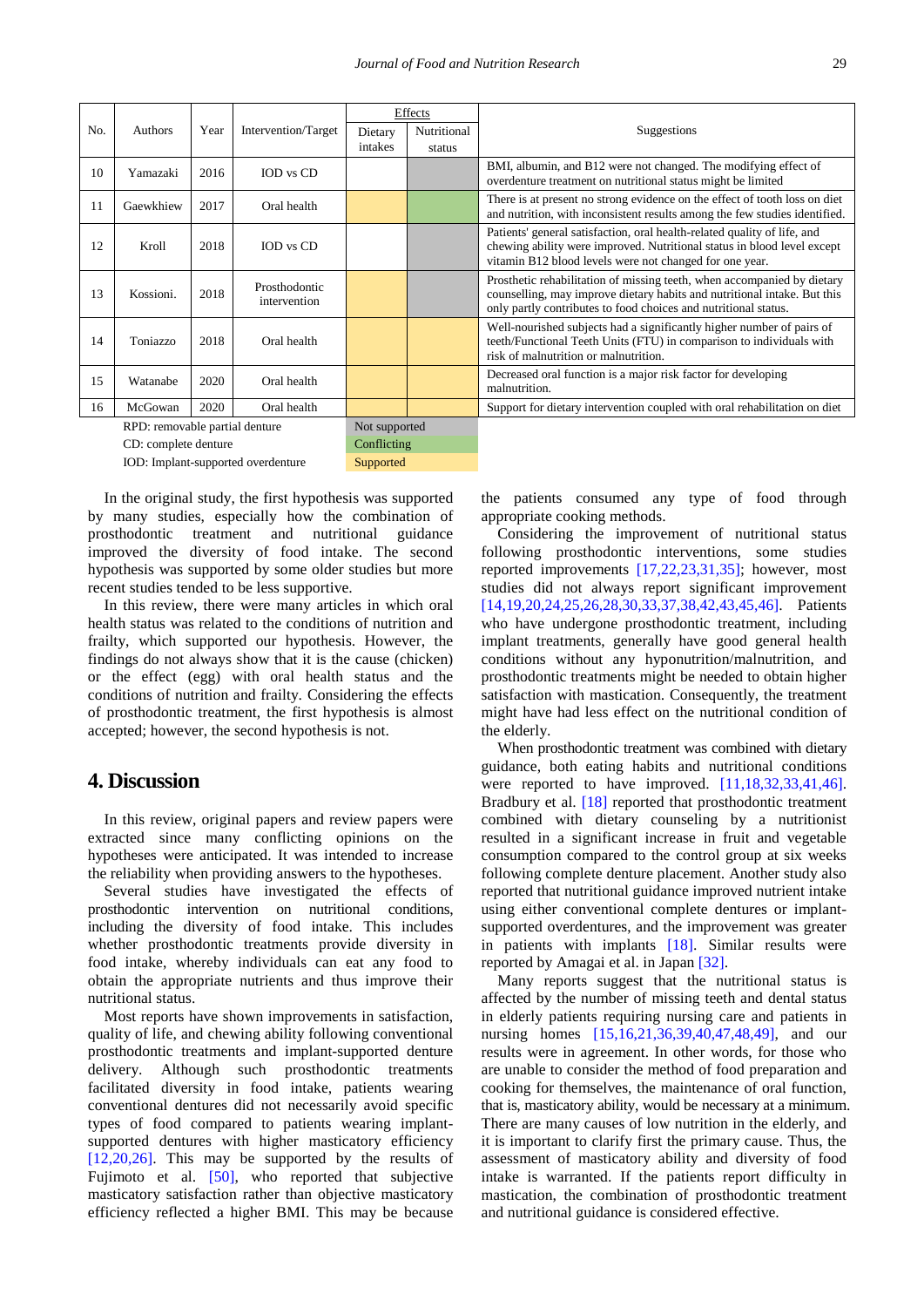| No. | Authors | Year | Intervention/Target | Effects | | Suggestions |
|---|---|---|---|---|---|---|
| | | | | Dietary intakes | Nutritional status | |
| 10 | Yamazaki | 2016 | IOD vs CD | | Not supported | BMI, albumin, and B12 were not changed. The modifying effect of overdenture treatment on nutritional status might be limited |
| 11 | Gaewkhiew | 2017 | Oral health | Supported | Conflicting | There is at present no strong evidence on the effect of tooth loss on diet and nutrition, with inconsistent results among the few studies identified. |
| 12 | Kroll | 2018 | IOD vs CD | | Not supported | Patients' general satisfaction, oral health-related quality of life, and chewing ability were improved. Nutritional status in blood level except vitamin B12 blood levels were not changed for one year. |
| 13 | Kossioni. | 2018 | Prosthodontic intervention | Supported | Not supported | Prosthetic rehabilitation of missing teeth, when accompanied by dietary counselling, may improve dietary habits and nutritional intake. But this only partly contributes to food choices and nutritional status. |
| 14 | Toniazzo | 2018 | Oral health | Supported | Supported | Well-nourished subjects had a significantly higher number of pairs of teeth/Functional Teeth Units (FTU) in comparison to individuals with risk of malnutrition or malnutrition. |
| 15 | Watanabe | 2020 | Oral health | Supported | Supported | Decreased oral function is a major risk factor for developing malnutrition. |
| 16 | McGowan | 2020 | Oral health | Supported | Supported | Support for dietary intervention coupled with oral rehabilitation on diet |

RPD: removable partial denture — Not supported
CD: complete denture — Conflicting
IOD: Implant-supported overdenture — Supported

In the original study, the first hypothesis was supported by many studies, especially how the combination of prosthodontic treatment and nutritional guidance improved the diversity of food intake. The second hypothesis was supported by some older studies but more recent studies tended to be less supportive.

In this review, there were many articles in which oral health status was related to the conditions of nutrition and frailty, which supported our hypothesis. However, the findings do not always show that it is the cause (chicken) or the effect (egg) with oral health status and the conditions of nutrition and frailty. Considering the effects of prosthodontic treatment, the first hypothesis is almost accepted; however, the second hypothesis is not.

## 4. Discussion

In this review, original papers and review papers were extracted since many conflicting opinions on the hypotheses were anticipated. It was intended to increase the reliability when providing answers to the hypotheses.

Several studies have investigated the effects of prosthodontic intervention on nutritional conditions, including the diversity of food intake. This includes whether prosthodontic treatments provide diversity in food intake, whereby individuals can eat any food to obtain the appropriate nutrients and thus improve their nutritional status.

Most reports have shown improvements in satisfaction, quality of life, and chewing ability following conventional prosthodontic treatments and implant-supported denture delivery. Although such prosthodontic treatments facilitated diversity in food intake, patients wearing conventional dentures did not necessarily avoid specific types of food compared to patients wearing implant-supported dentures with higher masticatory efficiency [12,20,26]. This may be supported by the results of Fujimoto et al. [50], who reported that subjective masticatory satisfaction rather than objective masticatory efficiency reflected a higher BMI. This may be because the patients consumed any type of food through appropriate cooking methods.

Considering the improvement of nutritional status following prosthodontic interventions, some studies reported improvements [17,22,23,31,35]; however, most studies did not always report significant improvement [14,19,20,24,25,26,28,30,33,37,38,42,43,45,46]. Patients who have undergone prosthodontic treatment, including implant treatments, generally have good general health conditions without any hyponutrition/malnutrition, and prosthodontic treatments might be needed to obtain higher satisfaction with mastication. Consequently, the treatment might have had less effect on the nutritional condition of the elderly.

When prosthodontic treatment was combined with dietary guidance, both eating habits and nutritional conditions were reported to have improved. [11,18,32,33,41,46]. Bradbury et al. [18] reported that prosthodontic treatment combined with dietary counseling by a nutritionist resulted in a significant increase in fruit and vegetable consumption compared to the control group at six weeks following complete denture placement. Another study also reported that nutritional guidance improved nutrient intake using either conventional complete dentures or implant-supported overdentures, and the improvement was greater in patients with implants [18]. Similar results were reported by Amagai et al. in Japan [32].

Many reports suggest that the nutritional status is affected by the number of missing teeth and dental status in elderly patients requiring nursing care and patients in nursing homes [15,16,21,36,39,40,47,48,49], and our results were in agreement. In other words, for those who are unable to consider the method of food preparation and cooking for themselves, the maintenance of oral function, that is, masticatory ability, would be necessary at a minimum. There are many causes of low nutrition in the elderly, and it is important to clarify first the primary cause. Thus, the assessment of masticatory ability and diversity of food intake is warranted. If the patients report difficulty in mastication, the combination of prosthodontic treatment and nutritional guidance is considered effective.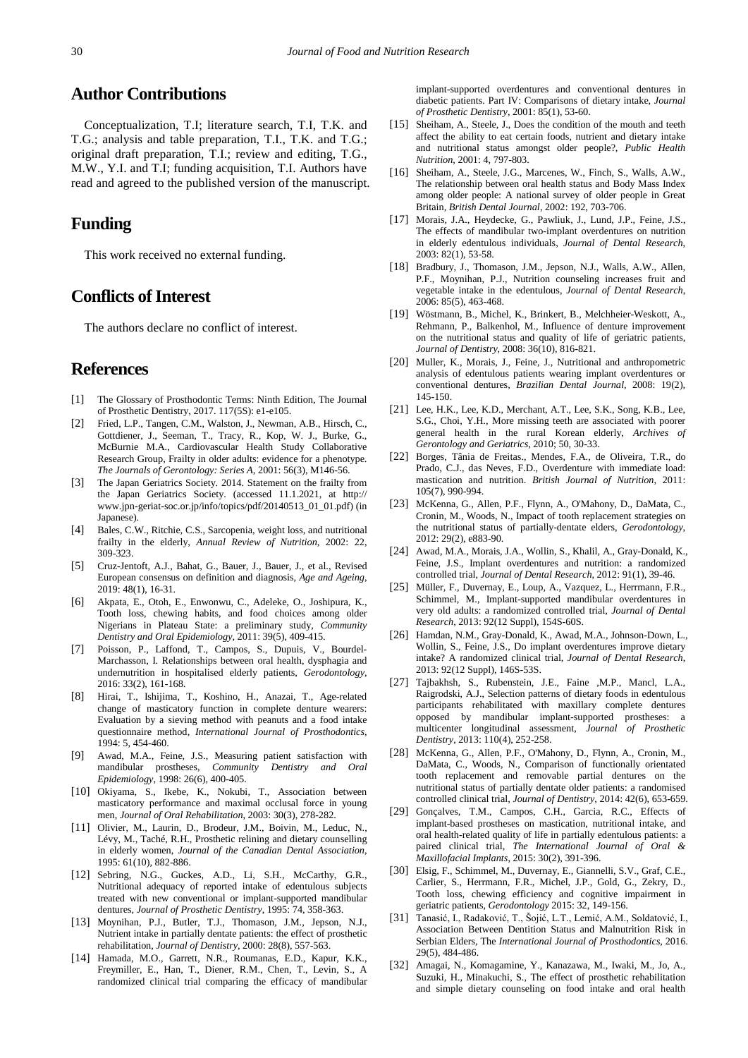## Author Contributions

Conceptualization, T.I; literature search, T.I, T.K. and T.G.; analysis and table preparation, T.I., T.K. and T.G.; original draft preparation, T.I.; review and editing, T.G., M.W., Y.I. and T.I; funding acquisition, T.I. Authors have read and agreed to the published version of the manuscript.

## Funding

This work received no external funding.

## Conflicts of Interest

The authors declare no conflict of interest.

## References

[1] The Glossary of Prosthodontic Terms: Ninth Edition, The Journal of Prosthetic Dentistry, 2017. 117(5S): e1-e105.

[2] Fried, L.P., Tangen, C.M., Walston, J., Newman, A.B., Hirsch, C., Gottdiener, J., Seeman, T., Tracy, R., Kop, W. J., Burke, G., McBurnie M.A., Cardiovascular Health Study Collaborative Research Group, Frailty in older adults: evidence for a phenotype. *The Journals of Gerontology: Series A*, 2001: 56(3), M146-56.

[3] The Japan Geriatrics Society. 2014. Statement on the frailty from the Japan Geriatrics Society. (accessed 11.1.2021, at http:// www.jpn-geriat-soc.or.jp/info/topics/pdf/20140513_01_01.pdf) (in Japanese).

[4] Bales, C.W., Ritchie, C.S., Sarcopenia, weight loss, and nutritional frailty in the elderly, *Annual Review of Nutrition*, 2002: 22, 309-323.

[5] Cruz-Jentoft, A.J., Bahat, G., Bauer, J., Bauer, J., et al., Revised European consensus on definition and diagnosis, *Age and Ageing*, 2019: 48(1), 16-31.

[6] Akpata, E., Otoh, E., Enwonwu, C., Adeleke, O., Joshipura, K., Tooth loss, chewing habits, and food choices among older Nigerians in Plateau State: a preliminary study, *Community Dentistry and Oral Epidemiology*, 2011: 39(5), 409-415.

[7] Poisson, P., Laffond, T., Campos, S., Dupuis, V., Bourdel-Marchasson, I. Relationships between oral health, dysphagia and undernutrition in hospitalised elderly patients, *Gerodontology*, 2016: 33(2), 161-168.

[8] Hirai, T., Ishijima, T., Koshino, H., Anazai, T., Age-related change of masticatory function in complete denture wearers: Evaluation by a sieving method with peanuts and a food intake questionnaire method, *International Journal of Prosthodontics*, 1994: 5, 454-460.

[9] Awad, M.A., Feine, J.S., Measuring patient satisfaction with mandibular prostheses, *Community Dentistry and Oral Epidemiology*, 1998: 26(6), 400-405.

[10] Okiyama, S., Ikebe, K., Nokubi, T., Association between masticatory performance and maximal occlusal force in young men, *Journal of Oral Rehabilitation*, 2003: 30(3), 278-282.

[11] Olivier, M., Laurin, D., Brodeur, J.M., Boivin, M., Leduc, N., Lévy, M., Taché, R.H., Prosthetic relining and dietary counselling in elderly women, *Journal of the Canadian Dental Association*, 1995: 61(10), 882-886.

[12] Sebring, N.G., Guckes, A.D., Li, S.H., McCarthy, G.R., Nutritional adequacy of reported intake of edentulous subjects treated with new conventional or implant-supported mandibular dentures, *Journal of Prosthetic Dentistry*, 1995: 74, 358-363.

[13] Moynihan, P.J., Butler, T.J., Thomason, J.M., Jepson, N.J., Nutrient intake in partially dentate patients: the effect of prosthetic rehabilitation, *Journal of Dentistry*, 2000: 28(8), 557-563.

[14] Hamada, M.O., Garrett, N.R., Roumanas, E.D., Kapur, K.K., Freymiller, E., Han, T., Diener, R.M., Chen, T., Levin, S., A randomized clinical trial comparing the efficacy of mandibular implant-supported overdentures and conventional dentures in diabetic patients. Part IV: Comparisons of dietary intake, *Journal of Prosthetic Dentistry*, 2001: 85(1), 53-60.

[15] Sheiham, A., Steele, J., Does the condition of the mouth and teeth affect the ability to eat certain foods, nutrient and dietary intake and nutritional status amongst older people?, *Public Health Nutrition*, 2001: 4, 797-803.

[16] Sheiham, A., Steele, J.G., Marcenes, W., Finch, S., Walls, A.W., The relationship between oral health status and Body Mass Index among older people: A national survey of older people in Great Britain, *British Dental Journal*, 2002: 192, 703-706.

[17] Morais, J.A., Heydecke, G., Pawliuk, J., Lund, J.P., Feine, J.S., The effects of mandibular two-implant overdentures on nutrition in elderly edentulous individuals, *Journal of Dental Research*, 2003: 82(1), 53-58.

[18] Bradbury, J., Thomason, J.M., Jepson, N.J., Walls, A.W., Allen, P.F., Moynihan, P.J., Nutrition counseling increases fruit and vegetable intake in the edentulous, *Journal of Dental Research*, 2006: 85(5), 463-468.

[19] Wöstmann, B., Michel, K., Brinkert, B., Melchheier-Weskott, A., Rehmann, P., Balkenhol, M., Influence of denture improvement on the nutritional status and quality of life of geriatric patients, *Journal of Dentistry*, 2008: 36(10), 816-821.

[20] Muller, K., Morais, J., Feine, J., Nutritional and anthropometric analysis of edentulous patients wearing implant overdentures or conventional dentures, *Brazilian Dental Journal*, 2008: 19(2), 145-150.

[21] Lee, H.K., Lee, K.D., Merchant, A.T., Lee, S.K., Song, K.B., Lee, S.G., Choi, Y.H., More missing teeth are associated with poorer general health in the rural Korean elderly, *Archives of Gerontology and Geriatrics*, 2010; 50, 30-33.

[22] Borges, Tânia de Freitas., Mendes, F.A., de Oliveira, T.R., do Prado, C.J., das Neves, F.D., Overdenture with immediate load: mastication and nutrition. *British Journal of Nutrition*, 2011: 105(7), 990-994.

[23] McKenna, G., Allen, P.F., Flynn, A., O'Mahony, D., DaMata, C., Cronin, M., Woods, N., Impact of tooth replacement strategies on the nutritional status of partially-dentate elders, *Gerodontology*, 2012: 29(2), e883-90.

[24] Awad, M.A., Morais, J.A., Wollin, S., Khalil, A., Gray-Donald, K., Feine, J.S., Implant overdentures and nutrition: a randomized controlled trial, *Journal of Dental Research*, 2012: 91(1), 39-46.

[25] Müller, F., Duvernay, E., Loup, A., Vazquez, L., Herrmann, F.R., Schimmel, M., Implant-supported mandibular overdentures in very old adults: a randomized controlled trial, *Journal of Dental Research*, 2013: 92(12 Suppl), 154S-60S.

[26] Hamdan, N.M., Gray-Donald, K., Awad, M.A., Johnson-Down, L., Wollin, S., Feine, J.S., Do implant overdentures improve dietary intake? A randomized clinical trial, *Journal of Dental Research*, 2013: 92(12 Suppl), 146S-53S.

[27] Tajbakhsh, S., Rubenstein, J.E., Faine ,M.P., Mancl, L.A., Raigrodski, A.J., Selection patterns of dietary foods in edentulous participants rehabilitated with maxillary complete dentures opposed by mandibular implant-supported prostheses: a multicenter longitudinal assessment, *Journal of Prosthetic Dentistry*, 2013: 110(4), 252-258.

[28] McKenna, G., Allen, P.F., O'Mahony, D., Flynn, A., Cronin, M., DaMata, C., Woods, N., Comparison of functionally orientated tooth replacement and removable partial dentures on the nutritional status of partially dentate older patients: a randomised controlled clinical trial, *Journal of Dentistry*, 2014: 42(6), 653-659.

[29] Gonçalves, T.M., Campos, C.H., Garcia, R.C., Effects of implant-based prostheses on mastication, nutritional intake, and oral health-related quality of life in partially edentulous patients: a paired clinical trial, *The International Journal of Oral & Maxillofacial Implants*, 2015: 30(2), 391-396.

[30] Elsig, F., Schimmel, M., Duvernay, E., Giannelli, S.V., Graf, C.E., Carlier, S., Herrmann, F.R., Michel, J.P., Gold, G., Zekry, D., Tooth loss, chewing efficiency and cognitive impairment in geriatric patients, *Gerodontology* 2015: 32, 149-156.

[31] Tanasić, I., Radaković, T., Šojić, L.T., Lemić, A.M., Soldatović, I., Association Between Dentition Status and Malnutrition Risk in Serbian Elders, The *International Journal of Prosthodontics*, 2016. 29(5), 484-486.

[32] Amagai, N., Komagamine, Y., Kanazawa, M., Iwaki, M., Jo, A., Suzuki, H., Minakuchi, S., The effect of prosthetic rehabilitation and simple dietary counseling on food intake and oral health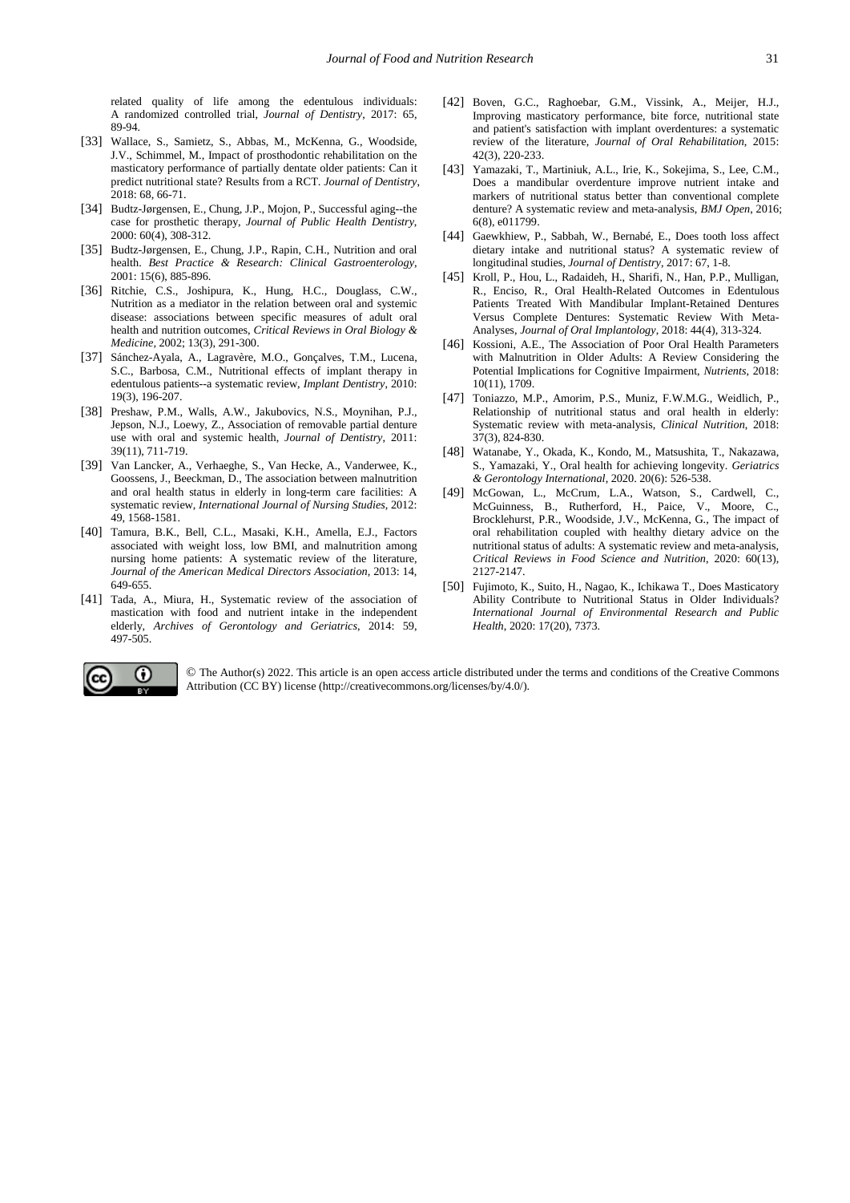related quality of life among the edentulous individuals: A randomized controlled trial, *Journal of Dentistry*, 2017: 65, 89-94.

[33] Wallace, S., Samietz, S., Abbas, M., McKenna, G., Woodside, J.V., Schimmel, M., Impact of prosthodontic rehabilitation on the masticatory performance of partially dentate older patients: Can it predict nutritional state? Results from a RCT. *Journal of Dentistry*, 2018: 68, 66-71.

[34] Budtz-Jørgensen, E., Chung, J.P., Mojon, P., Successful aging--the case for prosthetic therapy, *Journal of Public Health Dentistry*, 2000: 60(4), 308-312.

[35] Budtz-Jørgensen, E., Chung, J.P., Rapin, C.H., Nutrition and oral health. *Best Practice & Research: Clinical Gastroenterology*, 2001: 15(6), 885-896.

[36] Ritchie, C.S., Joshipura, K., Hung, H.C., Douglass, C.W., Nutrition as a mediator in the relation between oral and systemic disease: associations between specific measures of adult oral health and nutrition outcomes, *Critical Reviews in Oral Biology & Medicine*, 2002; 13(3), 291-300.

[37] Sánchez-Ayala, A., Lagravère, M.O., Gonçalves, T.M., Lucena, S.C., Barbosa, C.M., Nutritional effects of implant therapy in edentulous patients--a systematic review, *Implant Dentistry*, 2010: 19(3), 196-207.

[38] Preshaw, P.M., Walls, A.W., Jakubovics, N.S., Moynihan, P.J., Jepson, N.J., Loewy, Z., Association of removable partial denture use with oral and systemic health, *Journal of Dentistry*, 2011: 39(11), 711-719.

[39] Van Lancker, A., Verhaeghe, S., Van Hecke, A., Vanderwee, K., Goossens, J., Beeckman, D., The association between malnutrition and oral health status in elderly in long-term care facilities: A systematic review, *International Journal of Nursing Studies*, 2012: 49, 1568-1581.

[40] Tamura, B.K., Bell, C.L., Masaki, K.H., Amella, E.J., Factors associated with weight loss, low BMI, and malnutrition among nursing home patients: A systematic review of the literature, *Journal of the American Medical Directors Association*, 2013: 14, 649-655.

[41] Tada, A., Miura, H., Systematic review of the association of mastication with food and nutrient intake in the independent elderly, *Archives of Gerontology and Geriatrics*, 2014: 59, 497-505.

[42] Boven, G.C., Raghoebar, G.M., Vissink, A., Meijer, H.J., Improving masticatory performance, bite force, nutritional state and patient's satisfaction with implant overdentures: a systematic review of the literature, *Journal of Oral Rehabilitation*, 2015: 42(3), 220-233.

[43] Yamazaki, T., Martiniuk, A.L., Irie, K., Sokejima, S., Lee, C.M., Does a mandibular overdenture improve nutrient intake and markers of nutritional status better than conventional complete denture? A systematic review and meta-analysis, *BMJ Open*, 2016; 6(8), e011799.

[44] Gaewkhiew, P., Sabbah, W., Bernabé, E., Does tooth loss affect dietary intake and nutritional status? A systematic review of longitudinal studies, *Journal of Dentistry*, 2017: 67, 1-8.

[45] Kroll, P., Hou, L., Radaideh, H., Sharifi, N., Han, P.P., Mulligan, R., Enciso, R., Oral Health-Related Outcomes in Edentulous Patients Treated With Mandibular Implant-Retained Dentures Versus Complete Dentures: Systematic Review With Meta-Analyses, *Journal of Oral Implantology*, 2018: 44(4), 313-324.

[46] Kossioni, A.E., The Association of Poor Oral Health Parameters with Malnutrition in Older Adults: A Review Considering the Potential Implications for Cognitive Impairment, *Nutrients*, 2018: 10(11), 1709.

[47] Toniazzo, M.P., Amorim, P.S., Muniz, F.W.M.G., Weidlich, P., Relationship of nutritional status and oral health in elderly: Systematic review with meta-analysis, *Clinical Nutrition*, 2018: 37(3), 824-830.

[48] Watanabe, Y., Okada, K., Kondo, M., Matsushita, T., Nakazawa, S., Yamazaki, Y., Oral health for achieving longevity. *Geriatrics & Gerontology International*, 2020. 20(6): 526-538.

[49] McGowan, L., McCrum, L.A., Watson, S., Cardwell, C., McGuinness, B., Rutherford, H., Paice, V., Moore, C., Brocklehurst, P.R., Woodside, J.V., McKenna, G., The impact of oral rehabilitation coupled with healthy dietary advice on the nutritional status of adults: A systematic review and meta-analysis, *Critical Reviews in Food Science and Nutrition*, 2020: 60(13), 2127-2147.

[50] Fujimoto, K., Suito, H., Nagao, K., Ichikawa T., Does Masticatory Ability Contribute to Nutritional Status in Older Individuals? *International Journal of Environmental Research and Public Health*, 2020: 17(20), 7373.

© The Author(s) 2022. This article is an open access article distributed under the terms and conditions of the Creative Commons Attribution (CC BY) license (http://creativecommons.org/licenses/by/4.0/).